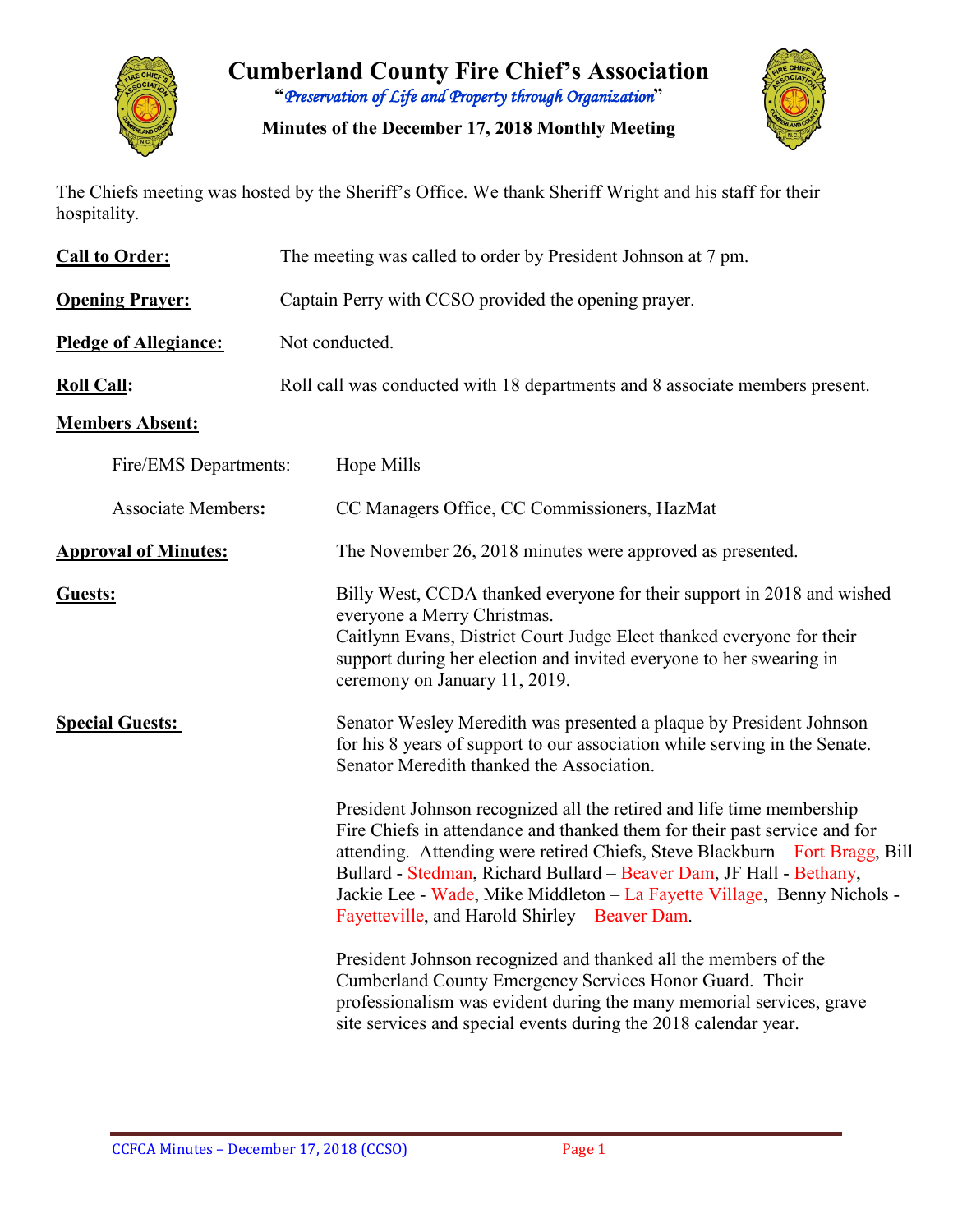# Cumberland County Fire Chief's Association

"*Preservation of Life and Property through Organization*"

**Minutes of the December 17, 2018 Monthly Meeting**

The Chiefs meeting was hosted by the Sheriff's Office. We thank Sheriff Wright and his staff for their hospitality.

**Call to Order:** The meeting was called to order by President Johnson at 7 pm.

**Opening Prayer:** Captain Perry with CCSO provided the opening prayer.

**Pledge of Allegiance:** Not conducted.

**Roll Call:** Roll call was conducted with 18 departments and 8 associate members present.

**Members Absent:**

Fire/EMS Departments: Hope Mills

Associate Members: CC Managers Office, CC Commissioners, HazMat

**Approval of Minutes:** The November 26, 2018 minutes were approved as presented.

**Guests:** Billy West, CCDA thanked everyone for their support in 2018 and wished everyone a Merry Christmas.
Caitlynn Evans, District Court Judge Elect thanked everyone for their support during her election and invited everyone to her swearing in ceremony on January 11, 2019.

**Special Guests:** Senator Wesley Meredith was presented a plaque by President Johnson for his 8 years of support to our association while serving in the Senate. Senator Meredith thanked the Association.

President Johnson recognized all the retired and life time membership Fire Chiefs in attendance and thanked them for their past service and for attending. Attending were retired Chiefs, Steve Blackburn – Fort Bragg, Bill Bullard - Stedman, Richard Bullard – Beaver Dam, JF Hall - Bethany, Jackie Lee - Wade, Mike Middleton – La Fayette Village, Benny Nichols - Fayetteville, and Harold Shirley – Beaver Dam.

President Johnson recognized and thanked all the members of the Cumberland County Emergency Services Honor Guard. Their professionalism was evident during the many memorial services, grave site services and special events during the 2018 calendar year.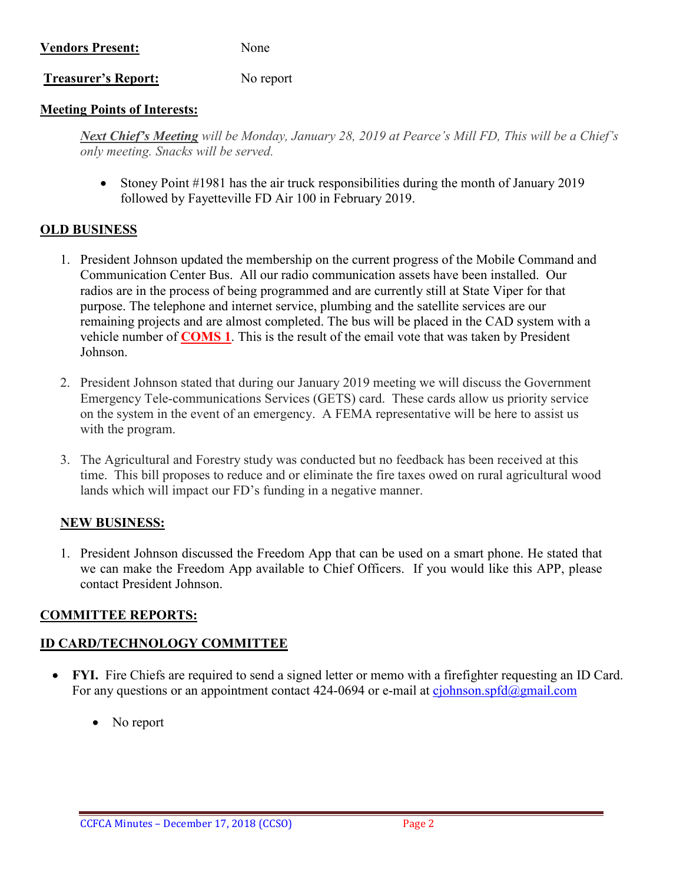**Vendors Present:** None

**Treasurer's Report:** No report

**Meeting Points of Interests:**

***Next Chief's Meeting*** *will be Monday, January 28, 2019 at Pearce's Mill FD, This will be a Chief's only meeting. Snacks will be served.*

- Stoney Point #1981 has the air truck responsibilities during the month of January 2019 followed by Fayetteville FD Air 100 in February 2019.

## OLD BUSINESS

1. President Johnson updated the membership on the current progress of the Mobile Command and Communication Center Bus. All our radio communication assets have been installed. Our radios are in the process of being programmed and are currently still at State Viper for that purpose. The telephone and internet service, plumbing and the satellite services are our remaining projects and are almost completed. The bus will be placed in the CAD system with a vehicle number of **COMS 1**. This is the result of the email vote that was taken by President Johnson.

2. President Johnson stated that during our January 2019 meeting we will discuss the Government Emergency Tele-communications Services (GETS) card. These cards allow us priority service on the system in the event of an emergency. A FEMA representative will be here to assist us with the program.

3. The Agricultural and Forestry study was conducted but no feedback has been received at this time. This bill proposes to reduce and or eliminate the fire taxes owed on rural agricultural wood lands which will impact our FD's funding in a negative manner.

## NEW BUSINESS:

1. President Johnson discussed the Freedom App that can be used on a smart phone. He stated that we can make the Freedom App available to Chief Officers. If you would like this APP, please contact President Johnson.

## COMMITTEE REPORTS:

## ID CARD/TECHNOLOGY COMMITTEE

- **FYI.** Fire Chiefs are required to send a signed letter or memo with a firefighter requesting an ID Card. For any questions or an appointment contact 424-0694 or e-mail at cjohnson.spfd@gmail.com
  - No report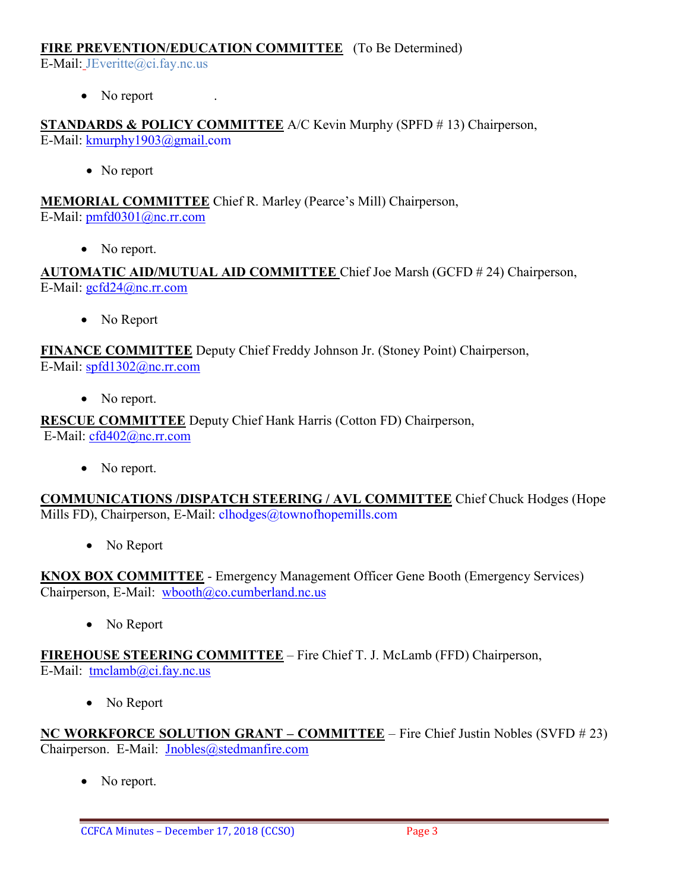**FIRE PREVENTION/EDUCATION COMMITTEE** (To Be Determined)
E-Mail: JEveritte@ci.fay.nc.us

- No report .

**STANDARDS & POLICY COMMITTEE** A/C Kevin Murphy (SPFD # 13) Chairperson,
E-Mail: kmurphy1903@gmail.com

- No report

**MEMORIAL COMMITTEE** Chief R. Marley (Pearce's Mill) Chairperson,
E-Mail: pmfd0301@nc.rr.com

- No report.

**AUTOMATIC AID/MUTUAL AID COMMITTEE** Chief Joe Marsh (GCFD # 24) Chairperson,
E-Mail: gcfd24@nc.rr.com

- No Report

**FINANCE COMMITTEE** Deputy Chief Freddy Johnson Jr. (Stoney Point) Chairperson,
E-Mail: spfd1302@nc.rr.com

- No report.

**RESCUE COMMITTEE** Deputy Chief Hank Harris (Cotton FD) Chairperson,
E-Mail: cfd402@nc.rr.com

- No report.

**COMMUNICATIONS /DISPATCH STEERING / AVL COMMITTEE** Chief Chuck Hodges (Hope Mills FD), Chairperson, E-Mail: clhodges@townofhopemills.com

- No Report

**KNOX BOX COMMITTEE** - Emergency Management Officer Gene Booth (Emergency Services) Chairperson, E-Mail: wbooth@co.cumberland.nc.us

- No Report

**FIREHOUSE STEERING COMMITTEE** – Fire Chief T. J. McLamb (FFD) Chairperson,
E-Mail: tmclamb@ci.fay.nc.us

- No Report

**NC WORKFORCE SOLUTION GRANT – COMMITTEE** – Fire Chief Justin Nobles (SVFD # 23) Chairperson. E-Mail: Jnobles@stedmanfire.com

- No report.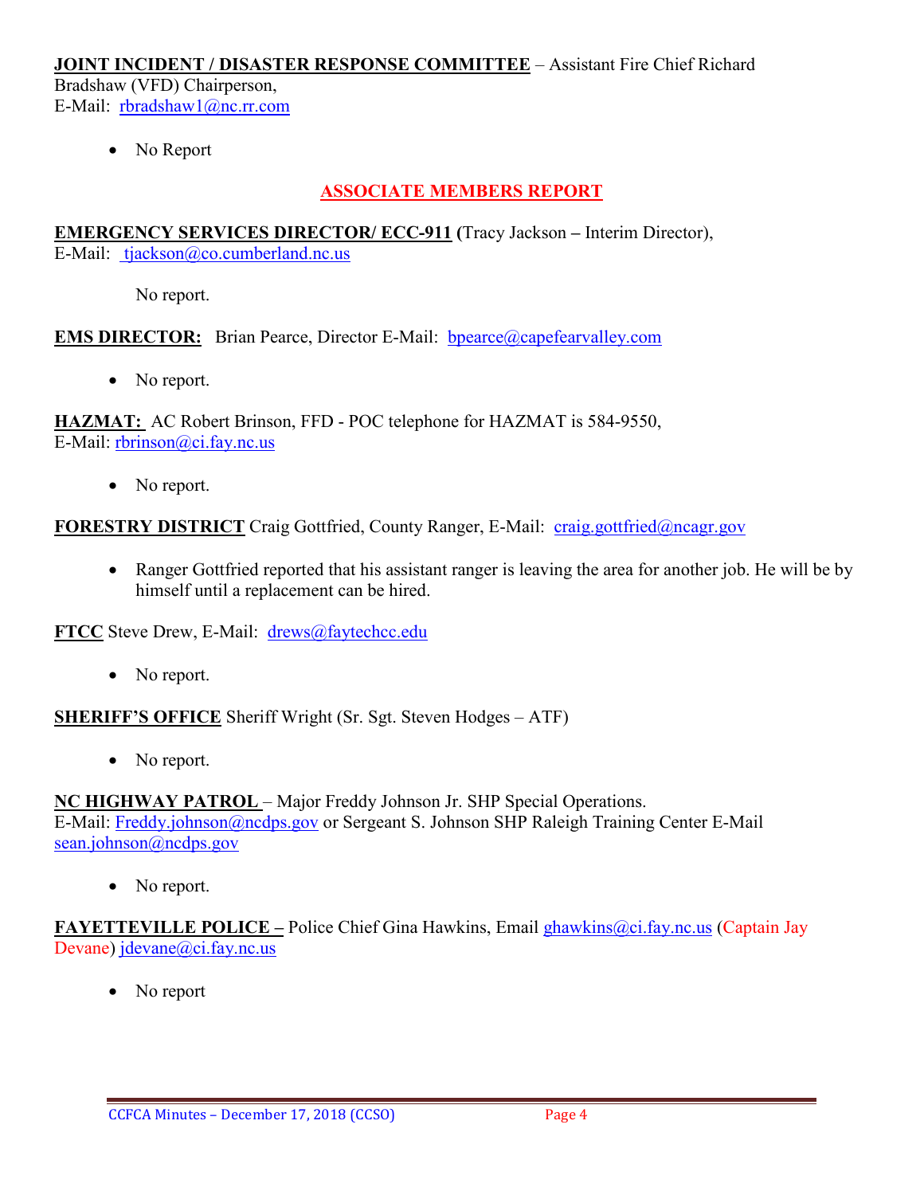**JOINT INCIDENT / DISASTER RESPONSE COMMITTEE** – Assistant Fire Chief Richard Bradshaw (VFD) Chairperson,
E-Mail: rbradshaw1@nc.rr.com

- No Report

## ASSOCIATE MEMBERS REPORT

**EMERGENCY SERVICES DIRECTOR/ ECC-911** (Tracy Jackson – Interim Director),
E-Mail: tjackson@co.cumberland.nc.us

No report.

**EMS DIRECTOR:** Brian Pearce, Director E-Mail: bpearce@capefearvalley.com

- No report.

**HAZMAT:** AC Robert Brinson, FFD - POC telephone for HAZMAT is 584-9550,
E-Mail: rbrinson@ci.fay.nc.us

- No report.

**FORESTRY DISTRICT** Craig Gottfried, County Ranger, E-Mail: craig.gottfried@ncagr.gov

- Ranger Gottfried reported that his assistant ranger is leaving the area for another job. He will be by himself until a replacement can be hired.

**FTCC** Steve Drew, E-Mail: drews@faytechcc.edu

- No report.

**SHERIFF'S OFFICE** Sheriff Wright (Sr. Sgt. Steven Hodges – ATF)

- No report.

**NC HIGHWAY PATROL** – Major Freddy Johnson Jr. SHP Special Operations.
E-Mail: Freddy.johnson@ncdps.gov or Sergeant S. Johnson SHP Raleigh Training Center E-Mail sean.johnson@ncdps.gov

- No report.

**FAYETTEVILLE POLICE –** Police Chief Gina Hawkins, Email ghawkins@ci.fay.nc.us (Captain Jay Devane) jdevane@ci.fay.nc.us

- No report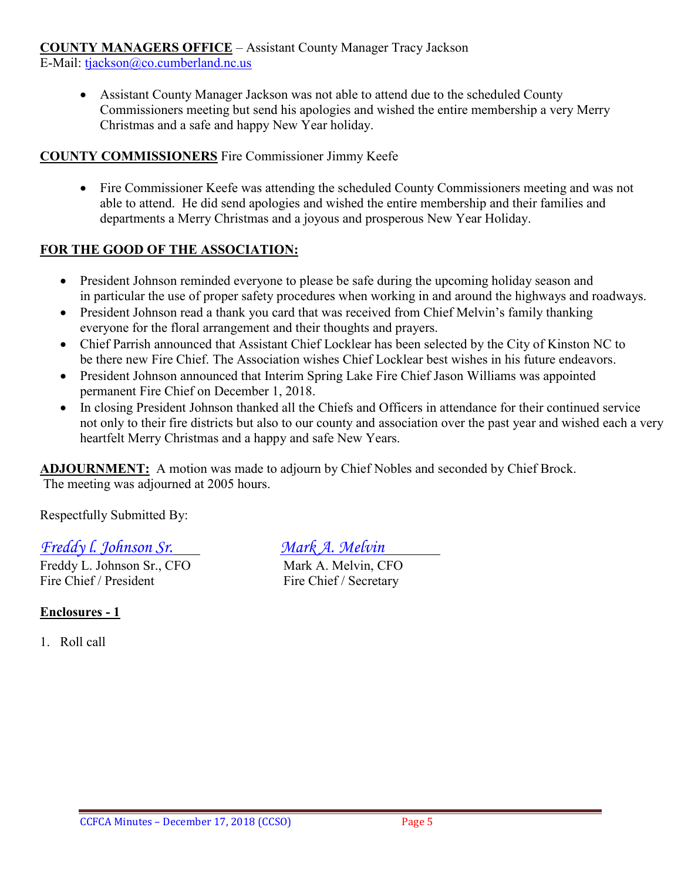**COUNTY MANAGERS OFFICE** – Assistant County Manager Tracy Jackson
E-Mail: tjackson@co.cumberland.nc.us

- Assistant County Manager Jackson was not able to attend due to the scheduled County Commissioners meeting but send his apologies and wished the entire membership a very Merry Christmas and a safe and happy New Year holiday.

**COUNTY COMMISSIONERS** Fire Commissioner Jimmy Keefe

- Fire Commissioner Keefe was attending the scheduled County Commissioners meeting and was not able to attend. He did send apologies and wished the entire membership and their families and departments a Merry Christmas and a joyous and prosperous New Year Holiday.

**FOR THE GOOD OF THE ASSOCIATION:**

- President Johnson reminded everyone to please be safe during the upcoming holiday season and in particular the use of proper safety procedures when working in and around the highways and roadways.
- President Johnson read a thank you card that was received from Chief Melvin's family thanking everyone for the floral arrangement and their thoughts and prayers.
- Chief Parrish announced that Assistant Chief Locklear has been selected by the City of Kinston NC to be there new Fire Chief. The Association wishes Chief Locklear best wishes in his future endeavors.
- President Johnson announced that Interim Spring Lake Fire Chief Jason Williams was appointed permanent Fire Chief on December 1, 2018.
- In closing President Johnson thanked all the Chiefs and Officers in attendance for their continued service not only to their fire districts but also to our county and association over the past year and wished each a very heartfelt Merry Christmas and a happy and safe New Years.

**ADJOURNMENT:** A motion was made to adjourn by Chief Nobles and seconded by Chief Brock. The meeting was adjourned at 2005 hours.

Respectfully Submitted By:

*Freddy l. Johnson Sr.*
Freddy L. Johnson Sr., CFO
Fire Chief / President

*Mark A. Melvin*
Mark A. Melvin, CFO
Fire Chief / Secretary

**Enclosures - 1**

1. Roll call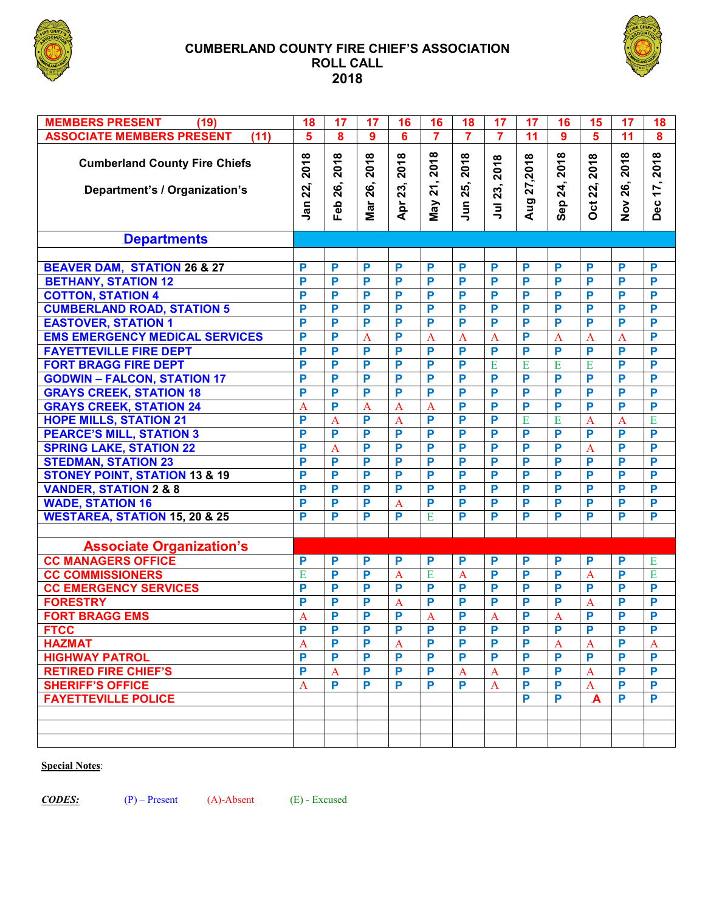# CUMBERLAND COUNTY FIRE CHIEF'S ASSOCIATION
## ROLL CALL
## 2018

| MEMBERS PRESENT (19) | 18 | 17 | 17 | 16 | 16 | 18 | 17 | 17 | 16 | 15 | 17 | 18 |
|---|---|---|---|---|---|---|---|---|---|---|---|---|
| ASSOCIATE MEMBERS PRESENT (11) | 5 | 8 | 9 | 6 | 7 | 7 | 7 | 11 | 9 | 5 | 11 | 8 |
| Cumberland County Fire Chiefs Department's / Organization's | Jan 22, 2018 | Feb 26, 2018 | Mar 26, 2018 | Apr 23, 2018 | May 21, 2018 | Jun 25, 2018 | Jul 23, 2018 | Aug 27,2018 | Sep 24, 2018 | Oct 22, 2018 | Nov 26, 2018 | Dec 17, 2018 |
| **Departments** | | | | | | | | | | | | |
| BEAVER DAM, STATION 26 & 27 | P | P | P | P | P | P | P | P | P | P | P | P |
| BETHANY, STATION 12 | P | P | P | P | P | P | P | P | P | P | P | P |
| COTTON, STATION 4 | P | P | P | P | P | P | P | P | P | P | P | P |
| CUMBERLAND ROAD, STATION 5 | P | P | P | P | P | P | P | P | P | P | P | P |
| EASTOVER, STATION 1 | P | P | P | P | P | P | P | P | P | P | P | P |
| EMS EMERGENCY MEDICAL SERVICES | P | P | A | P | A | A | A | P | A | A | A | P |
| FAYETTEVILLE FIRE DEPT | P | P | P | P | P | P | P | P | P | P | P | P |
| FORT BRAGG FIRE DEPT | P | P | P | P | P | P | E | E | E | E | P | P |
| GODWIN – FALCON, STATION 17 | P | P | P | P | P | P | P | P | P | P | P | P |
| GRAYS CREEK, STATION 18 | P | P | P | P | P | P | P | P | P | P | P | P |
| GRAYS CREEK, STATION 24 | A | P | A | A | A | P | P | P | P | P | P | P |
| HOPE MILLS, STATION 21 | P | A | P | A | P | P | P | E | E | A | A | E |
| PEARCE'S MILL, STATION 3 | P | P | P | P | P | P | P | P | P | P | P | P |
| SPRING LAKE, STATION 22 | P | A | P | P | P | P | P | P | P | A | P | P |
| STEDMAN, STATION 23 | P | P | P | P | P | P | P | P | P | P | P | P |
| STONEY POINT, STATION 13 & 19 | P | P | P | P | P | P | P | P | P | P | P | P |
| VANDER, STATION 2 & 8 | P | P | P | P | P | P | P | P | P | P | P | P |
| WADE, STATION 16 | P | P | P | A | P | P | P | P | P | P | P | P |
| WESTAREA, STATION 15, 20 & 25 | P | P | P | P | E | P | P | P | P | P | P | P |
| **Associate Organization's** | | | | | | | | | | | | |
| CC MANAGERS OFFICE | P | P | P | P | P | P | P | P | P | P | P | E |
| CC COMMISSIONERS | E | P | P | A | E | A | P | P | P | A | P | E |
| CC EMERGENCY SERVICES | P | P | P | P | P | P | P | P | P | P | P | P |
| FORESTRY | P | P | P | A | P | P | P | P | P | A | P | P |
| FORT BRAGG EMS | A | P | P | P | A | P | A | P | A | P | P | P |
| FTCC | P | P | P | P | P | P | P | P | P | P | P | P |
| HAZMAT | A | P | P | A | P | P | P | P | A | A | P | A |
| HIGHWAY PATROL | P | P | P | P | P | P | P | P | P | P | P | P |
| RETIRED FIRE CHIEF'S | P | A | P | P | P | A | A | P | P | A | P | P |
| SHERIFF'S OFFICE | A | P | P | P | P | P | A | P | P | A | P | P |
| FAYETTEVILLE POLICE | | | | | | | | P | P | A | P | P |

**Special Notes**:

***CODES:*** (P) – Present (A)-Absent (E) - Excused